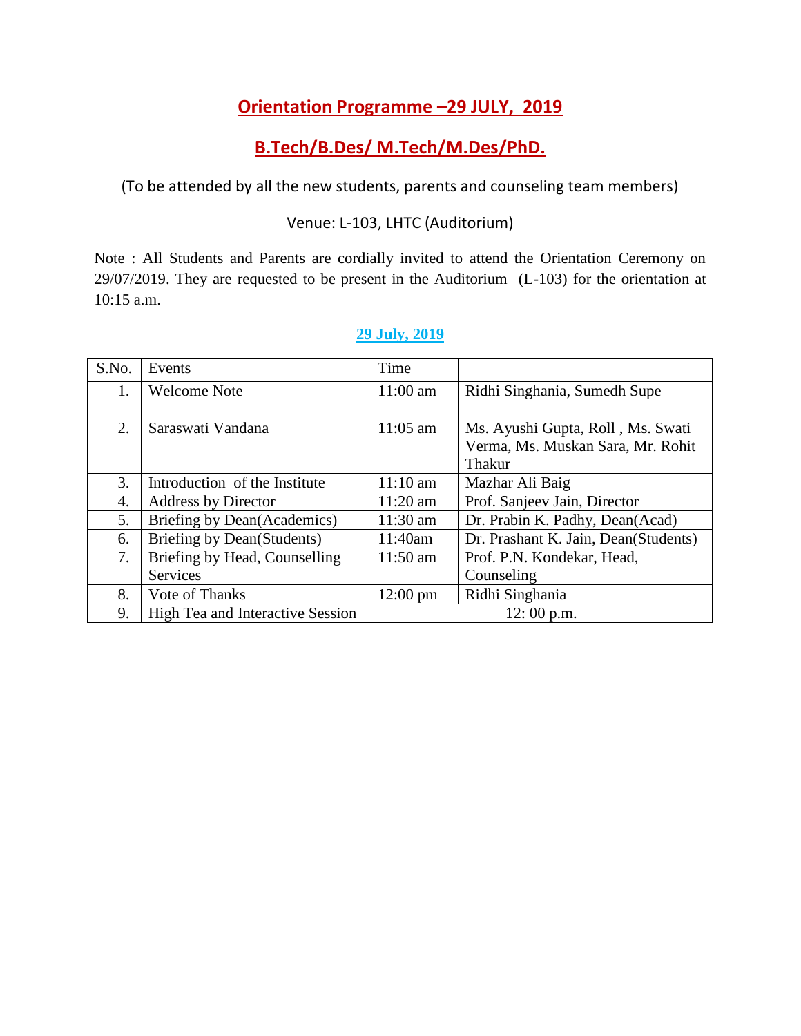## Orientation Programme –29 JULY, 2019

## B.Tech/B.Des/ M.Tech/M.Des/PhD.

(To be attended by all the new students, parents and counseling team members)

Venue: L-103, LHTC (Auditorium)

Note : All Students and Parents are cordially invited to attend the Orientation Ceremony on 29/07/2019. They are requested to be present in the Auditorium (L-103) for the orientation at 10:15 a.m.

### 29 July, 2019

| S.No. | Events | Time | |
|---|---|---|---|
| 1. | Welcome Note | 11:00 am | Ridhi Singhania, Sumedh Supe |
| 2. | Saraswati Vandana | 11:05 am | Ms. Ayushi Gupta, Roll , Ms. Swati Verma, Ms. Muskan Sara, Mr. Rohit Thakur |
| 3. | Introduction of the Institute | 11:10 am | Mazhar Ali Baig |
| 4. | Address by Director | 11:20 am | Prof. Sanjeev Jain, Director |
| 5. | Briefing by Dean(Academics) | 11:30 am | Dr. Prabin K. Padhy, Dean(Acad) |
| 6. | Briefing by Dean(Students) | 11:40am | Dr. Prashant K. Jain, Dean(Students) |
| 7. | Briefing by Head, Counselling Services | 11:50 am | Prof. P.N. Kondekar, Head, Counseling |
| 8. | Vote of Thanks | 12:00 pm | Ridhi Singhania |
| 9. | High Tea and Interactive Session | 12: 00 p.m. | |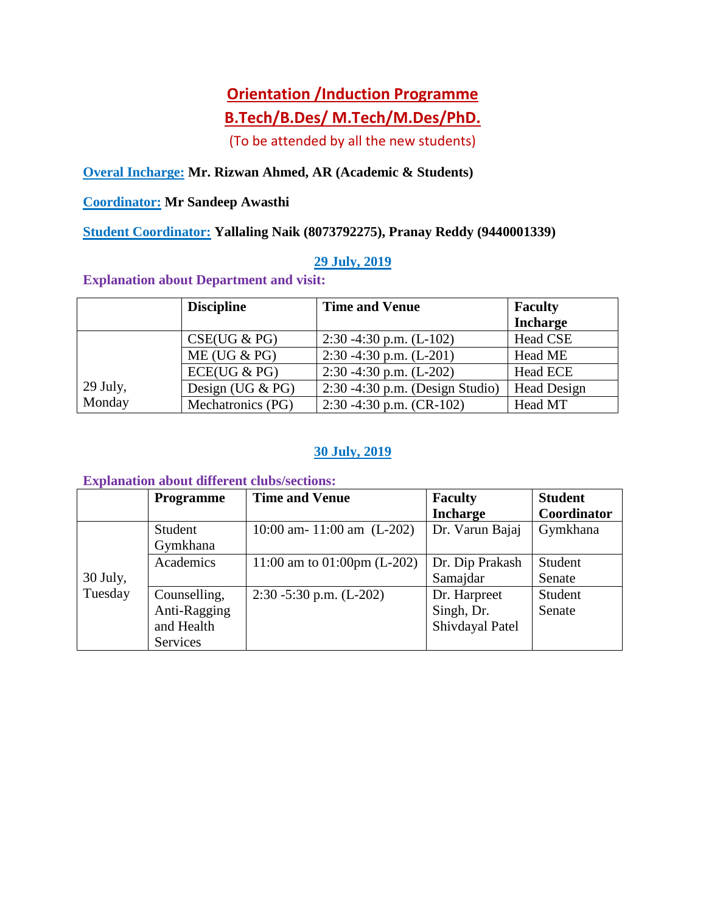# Orientation /Induction Programme

## B.Tech/B.Des/ M.Tech/M.Des/PhD.

(To be attended by all the new students)

**Overal Incharge:** **Mr. Rizwan Ahmed, AR (Academic & Students)**

**Coordinator:** **Mr Sandeep Awasthi**

**Student Coordinator:** **Yallaling Naik (8073792275), Pranay Reddy (9440001339)**

### 29 July, 2019

**Explanation about Department and visit:**

| | Discipline | Time and Venue | Faculty Incharge |
|---|---|---|---|
| 29 July, Monday | CSE(UG & PG) | 2:30 -4:30 p.m. (L-102) | Head CSE |
| | ME (UG & PG) | 2:30 -4:30 p.m. (L-201) | Head ME |
| | ECE(UG & PG) | 2:30 -4:30 p.m. (L-202) | Head ECE |
| | Design (UG & PG) | 2:30 -4:30 p.m. (Design Studio) | Head Design |
| | Mechatronics (PG) | 2:30 -4:30 p.m. (CR-102) | Head MT |

### 30 July, 2019

**Explanation about different clubs/sections:**

| | Programme | Time and Venue | Faculty Incharge | Student Coordinator |
|---|---|---|---|---|
| 30 July, Tuesday | Student Gymkhana | 10:00 am- 11:00 am (L-202) | Dr. Varun Bajaj | Gymkhana |
| | Academics | 11:00 am to 01:00pm (L-202) | Dr. Dip Prakash Samajdar | Student Senate |
| | Counselling, Anti-Ragging and Health Services | 2:30 -5:30 p.m. (L-202) | Dr. Harpreet Singh, Dr. Shivdayal Patel | Student Senate |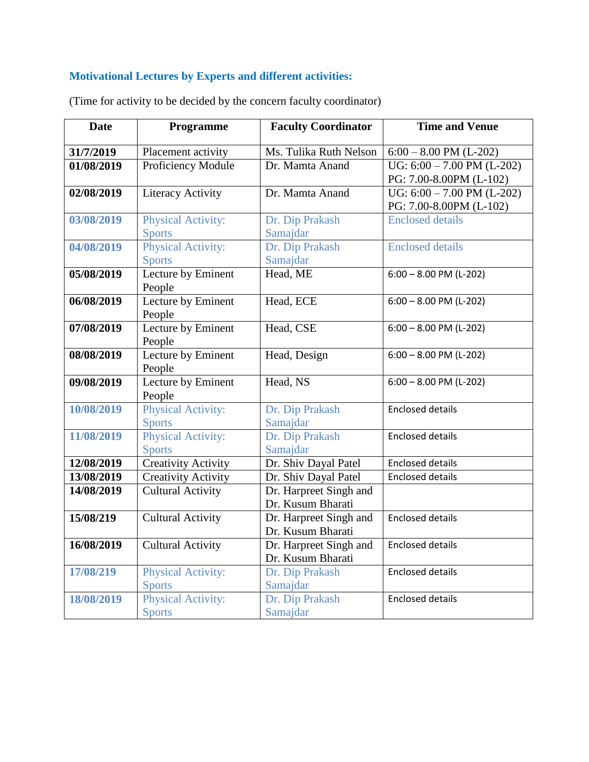## Motivational Lectures by Experts and different activities:

(Time for activity to be decided by the concern faculty coordinator)

| Date | Programme | Faculty Coordinator | Time and Venue |
|---|---|---|---|
| **31/7/2019** | Placement activity | Ms. Tulika Ruth Nelson | 6:00 – 8.00 PM (L-202) |
| **01/08/2019** | Proficiency Module | Dr. Mamta Anand | UG: 6:00 – 7.00 PM (L-202)<br>PG: 7.00-8.00PM (L-102) |
| **02/08/2019** | Literacy Activity | Dr. Mamta Anand | UG: 6:00 – 7.00 PM (L-202)<br>PG: 7.00-8.00PM (L-102) |
| **03/08/2019** | Physical Activity: Sports | Dr. Dip Prakash Samajdar | Enclosed details |
| **04/08/2019** | Physical Activity: Sports | Dr. Dip Prakash Samajdar | Enclosed details |
| **05/08/2019** | Lecture by Eminent People | Head, ME | 6:00 – 8.00 PM (L-202) |
| **06/08/2019** | Lecture by Eminent People | Head, ECE | 6:00 – 8.00 PM (L-202) |
| **07/08/2019** | Lecture by Eminent People | Head, CSE | 6:00 – 8.00 PM (L-202) |
| **08/08/2019** | Lecture by Eminent People | Head, Design | 6:00 – 8.00 PM (L-202) |
| **09/08/2019** | Lecture by Eminent People | Head, NS | 6:00 – 8.00 PM (L-202) |
| **10/08/2019** | Physical Activity: Sports | Dr. Dip Prakash Samajdar | Enclosed details |
| **11/08/2019** | Physical Activity: Sports | Dr. Dip Prakash Samajdar | Enclosed details |
| **12/08/2019** | Creativity Activity | Dr. Shiv Dayal Patel | Enclosed details |
| **13/08/2019** | Creativity Activity | Dr. Shiv Dayal Patel | Enclosed details |
| **14/08/2019** | Cultural Activity | Dr. Harpreet Singh and Dr. Kusum Bharati | |
| **15/08/219** | Cultural Activity | Dr. Harpreet Singh and Dr. Kusum Bharati | Enclosed details |
| **16/08/2019** | Cultural Activity | Dr. Harpreet Singh and Dr. Kusum Bharati | Enclosed details |
| **17/08/219** | Physical Activity: Sports | Dr. Dip Prakash Samajdar | Enclosed details |
| **18/08/2019** | Physical Activity: Sports | Dr. Dip Prakash Samajdar | Enclosed details |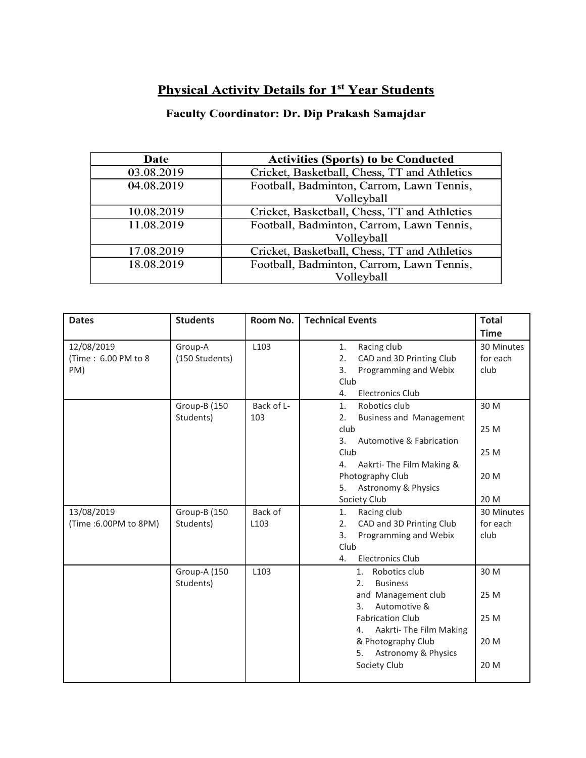# Physical Activity Details for 1st Year Students

### Faculty Coordinator: Dr. Dip Prakash Samajdar

| Date | Activities (Sports) to be Conducted |
|---|---|
| 03.08.2019 | Cricket, Basketball, Chess, TT and Athletics |
| 04.08.2019 | Football, Badminton, Carrom, Lawn Tennis, Volleyball |
| 10.08.2019 | Cricket, Basketball, Chess, TT and Athletics |
| 11.08.2019 | Football, Badminton, Carrom, Lawn Tennis, Volleyball |
| 17.08.2019 | Cricket, Basketball, Chess, TT and Athletics |
| 18.08.2019 | Football, Badminton, Carrom, Lawn Tennis, Volleyball |

| Dates | Students | Room No. | Technical Events | Total Time |
|---|---|---|---|---|
| 12/08/2019 (Time : 6.00 PM to 8 PM) | Group-A (150 Students) | L103 | 1. Racing club<br>2. CAD and 3D Printing Club<br>3. Programming and Webix Club<br>4. Electronics Club | 30 Minutes for each club |
| | Group-B (150 Students) | Back of L-103 | 1. Robotics club<br>2. Business and Management club<br>3. Automotive & Fabrication Club<br>4. Aakrti- The Film Making & Photography Club<br>5. Astronomy & Physics Society Club | 30 M<br>25 M<br>25 M<br>20 M<br>20 M |
| 13/08/2019 (Time :6.00PM to 8PM) | Group-B (150 Students) | Back of L103 | 1. Racing club<br>2. CAD and 3D Printing Club<br>3. Programming and Webix Club<br>4. Electronics Club | 30 Minutes for each club |
| | Group-A (150 Students) | L103 | 1. Robotics club<br>2. Business and Management club<br>3. Automotive & Fabrication Club<br>4. Aakrti- The Film Making & Photography Club<br>5. Astronomy & Physics Society Club | 30 M<br>25 M<br>25 M<br>20 M<br>20 M |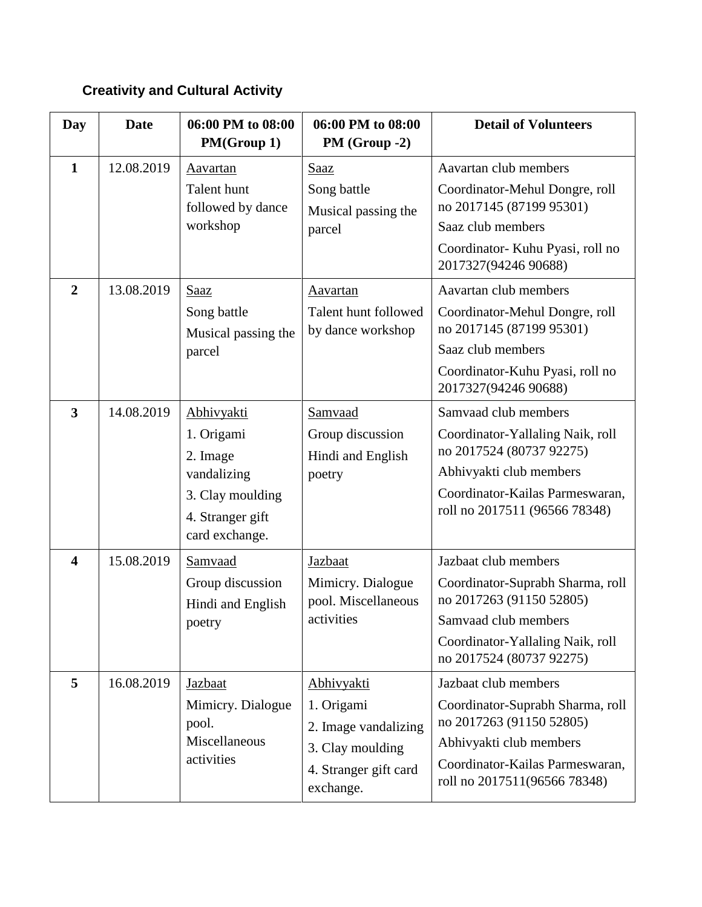**Creativity and Cultural Activity**

| Day | Date | 06:00 PM to 08:00 PM(Group 1) | 06:00 PM to 08:00 PM (Group -2) | Detail of Volunteers |
|---|---|---|---|---|
| **1** | 12.08.2019 | Aavartan<br>Talent hunt followed by dance workshop | Saaz<br>Song battle<br>Musical passing the parcel | Aavartan club members<br>Coordinator-Mehul Dongre, roll no 2017145 (87199 95301)<br>Saaz club members<br>Coordinator- Kuhu Pyasi, roll no 2017327(94246 90688) |
| **2** | 13.08.2019 | Saaz<br>Song battle<br>Musical passing the parcel | Aavartan<br>Talent hunt followed by dance workshop | Aavartan club members<br>Coordinator-Mehul Dongre, roll no 2017145 (87199 95301)<br>Saaz club members<br>Coordinator-Kuhu Pyasi, roll no 2017327(94246 90688) |
| **3** | 14.08.2019 | Abhivyakti<br>1. Origami<br>2. Image vandalizing<br>3. Clay moulding<br>4. Stranger gift card exchange. | Samvaad<br>Group discussion<br>Hindi and English poetry | Samvaad club members<br>Coordinator-Yallaling Naik, roll no 2017524 (80737 92275)<br>Abhivyakti club members<br>Coordinator-Kailas Parmeswaran, roll no 2017511 (96566 78348) |
| **4** | 15.08.2019 | Samvaad<br>Group discussion<br>Hindi and English poetry | Jazbaat<br>Mimicry. Dialogue pool. Miscellaneous activities | Jazbaat club members<br>Coordinator-Suprabh Sharma, roll no 2017263 (91150 52805)<br>Samvaad club members<br>Coordinator-Yallaling Naik, roll no 2017524 (80737 92275) |
| **5** | 16.08.2019 | Jazbaat<br>Mimicry. Dialogue pool.<br>Miscellaneous activities | Abhivyakti<br>1. Origami<br>2. Image vandalizing<br>3. Clay moulding<br>4. Stranger gift card exchange. | Jazbaat club members<br>Coordinator-Suprabh Sharma, roll no 2017263 (91150 52805)<br>Abhivyakti club members<br>Coordinator-Kailas Parmeswaran, roll no 2017511(96566 78348) |